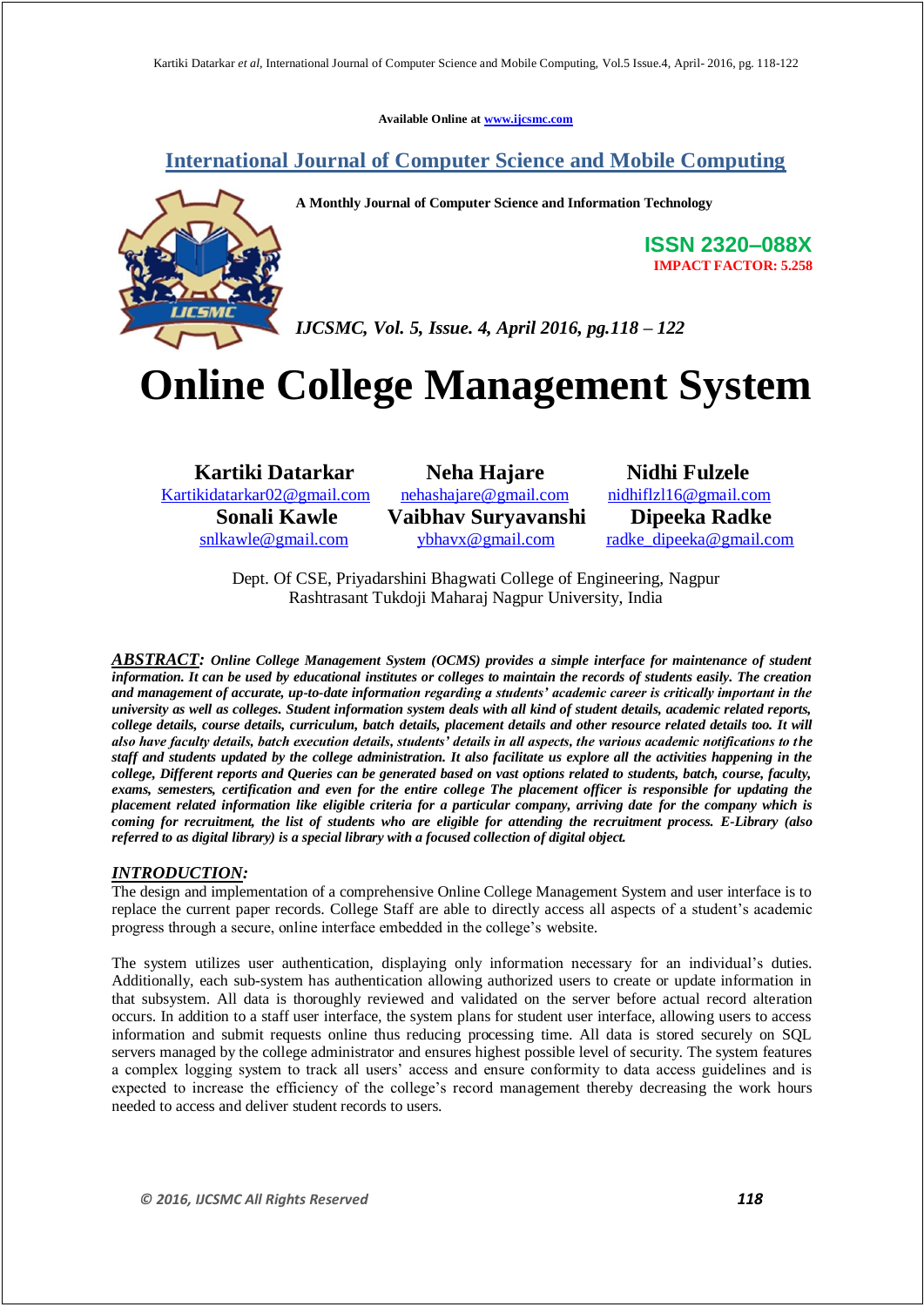Available Online at www.ijcsmc.com

# International Journal of Computer Science and Mobile Computing

**A Monthly Journal of Computer Science and Information Technology**

**ISSN 2320–088X**

**IMPACT FACTOR: 5.258**

*IJCSMC, Vol. 5, Issue. 4, April 2016, pg.118 – 122*

# Online College Management System

**Kartiki Datarkar**
Kartikidatarkar02@gmail.com

**Neha Hajare**
nehashajare@gmail.com

**Nidhi Fulzele**
nidhiflzl16@gmail.com

**Sonali Kawle**
snlkawle@gmail.com

**Vaibhav Suryavanshi**
ybhavx@gmail.com

**Dipeeka Radke**
radke_dipeeka@gmail.com

Dept. Of CSE, Priyadarshini Bhagwati College of Engineering, Nagpur
Rashtrasant Tukdoji Maharaj Nagpur University, India

***ABSTRACT:*** ***Online College Management System (OCMS) provides a simple interface for maintenance of student information. It can be used by educational institutes or colleges to maintain the records of students easily. The creation and management of accurate, up-to-date information regarding a students' academic career is critically important in the university as well as colleges. Student information system deals with all kind of student details, academic related reports, college details, course details, curriculum, batch details, placement details and other resource related details too. It will also have faculty details, batch execution details, students' details in all aspects, the various academic notifications to the staff and students updated by the college administration. It also facilitate us explore all the activities happening in the college, Different reports and Queries can be generated based on vast options related to students, batch, course, faculty, exams, semesters, certification and even for the entire college The placement officer is responsible for updating the placement related information like eligible criteria for a particular company, arriving date for the company which is coming for recruitment, the list of students who are eligible for attending the recruitment process. E-Library (also referred to as digital library) is a special library with a focused collection of digital object.***

## *INTRODUCTION:*

The design and implementation of a comprehensive Online College Management System and user interface is to replace the current paper records. College Staff are able to directly access all aspects of a student's academic progress through a secure, online interface embedded in the college's website.

The system utilizes user authentication, displaying only information necessary for an individual's duties. Additionally, each sub-system has authentication allowing authorized users to create or update information in that subsystem. All data is thoroughly reviewed and validated on the server before actual record alteration occurs. In addition to a staff user interface, the system plans for student user interface, allowing users to access information and submit requests online thus reducing processing time. All data is stored securely on SQL servers managed by the college administrator and ensures highest possible level of security. The system features a complex logging system to track all users' access and ensure conformity to data access guidelines and is expected to increase the efficiency of the college's record management thereby decreasing the work hours needed to access and deliver student records to users.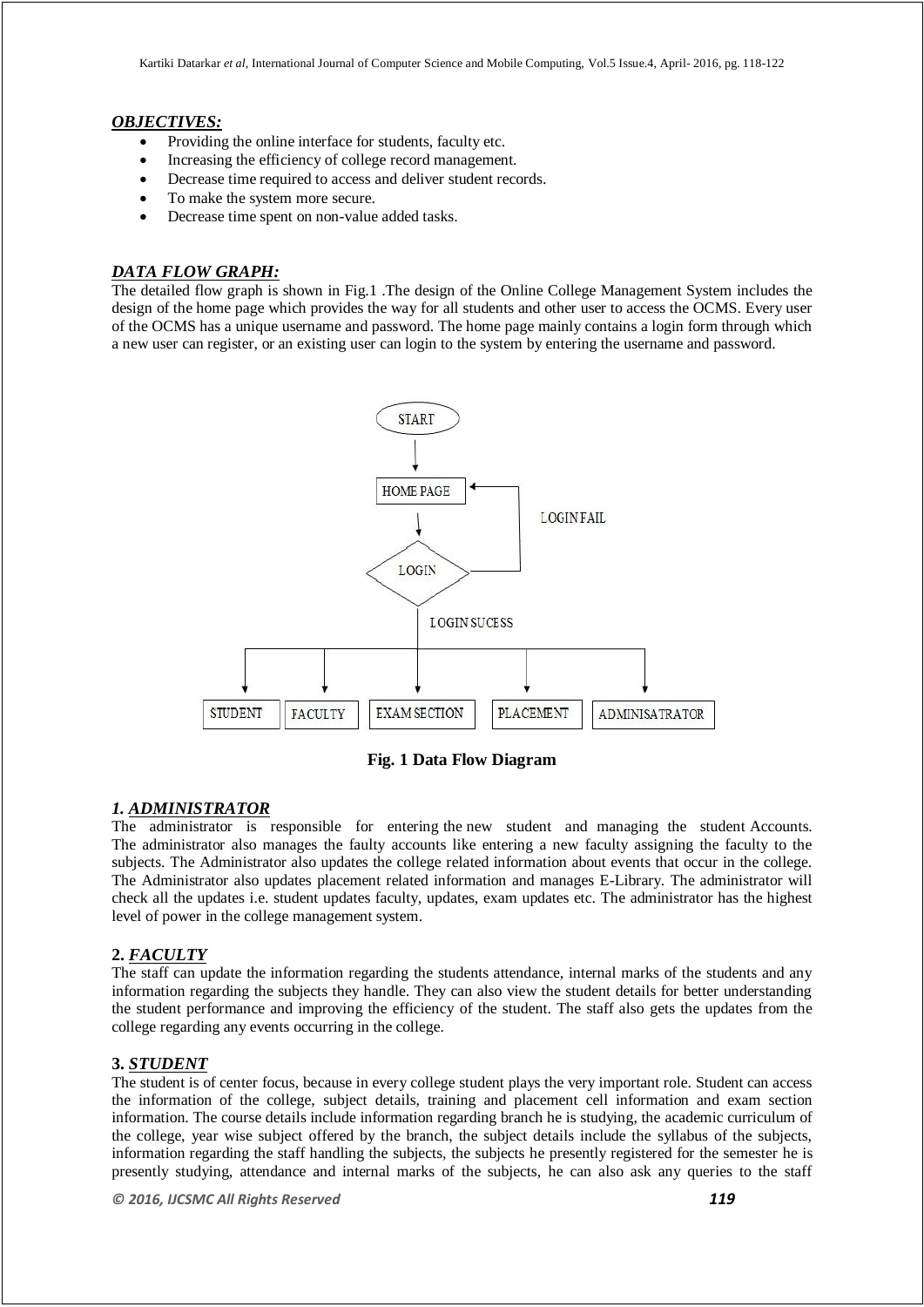***OBJECTIVES:***

- Providing the online interface for students, faculty etc.
- Increasing the efficiency of college record management.
- Decrease time required to access and deliver student records.
- To make the system more secure.
- Decrease time spent on non-value added tasks.

***DATA FLOW GRAPH:***

The detailed flow graph is shown in Fig.1 .The design of the Online College Management System includes the design of the home page which provides the way for all students and other user to access the OCMS. Every user of the OCMS has a unique username and password. The home page mainly contains a login form through which a new user can register, or an existing user can login to the system by entering the username and password.

**Fig. 1 Data Flow Diagram**

## *1. ADMINISTRATOR*

The administrator is responsible for entering the new student and managing the student Accounts. The administrator also manages the faulty accounts like entering a new faculty assigning the faculty to the subjects. The Administrator also updates the college related information about events that occur in the college. The Administrator also updates placement related information and manages E-Library. The administrator will check all the updates i.e. student updates faculty, updates, exam updates etc. The administrator has the highest level of power in the college management system.

## **2. *FACULTY***

The staff can update the information regarding the students attendance, internal marks of the students and any information regarding the subjects they handle. They can also view the student details for better understanding the student performance and improving the efficiency of the student. The staff also gets the updates from the college regarding any events occurring in the college.

## **3. *STUDENT***

The student is of center focus, because in every college student plays the very important role. Student can access the information of the college, subject details, training and placement cell information and exam section information. The course details include information regarding branch he is studying, the academic curriculum of the college, year wise subject offered by the branch, the subject details include the syllabus of the subjects, information regarding the staff handling the subjects, the subjects he presently registered for the semester he is presently studying, attendance and internal marks of the subjects, he can also ask any queries to the staff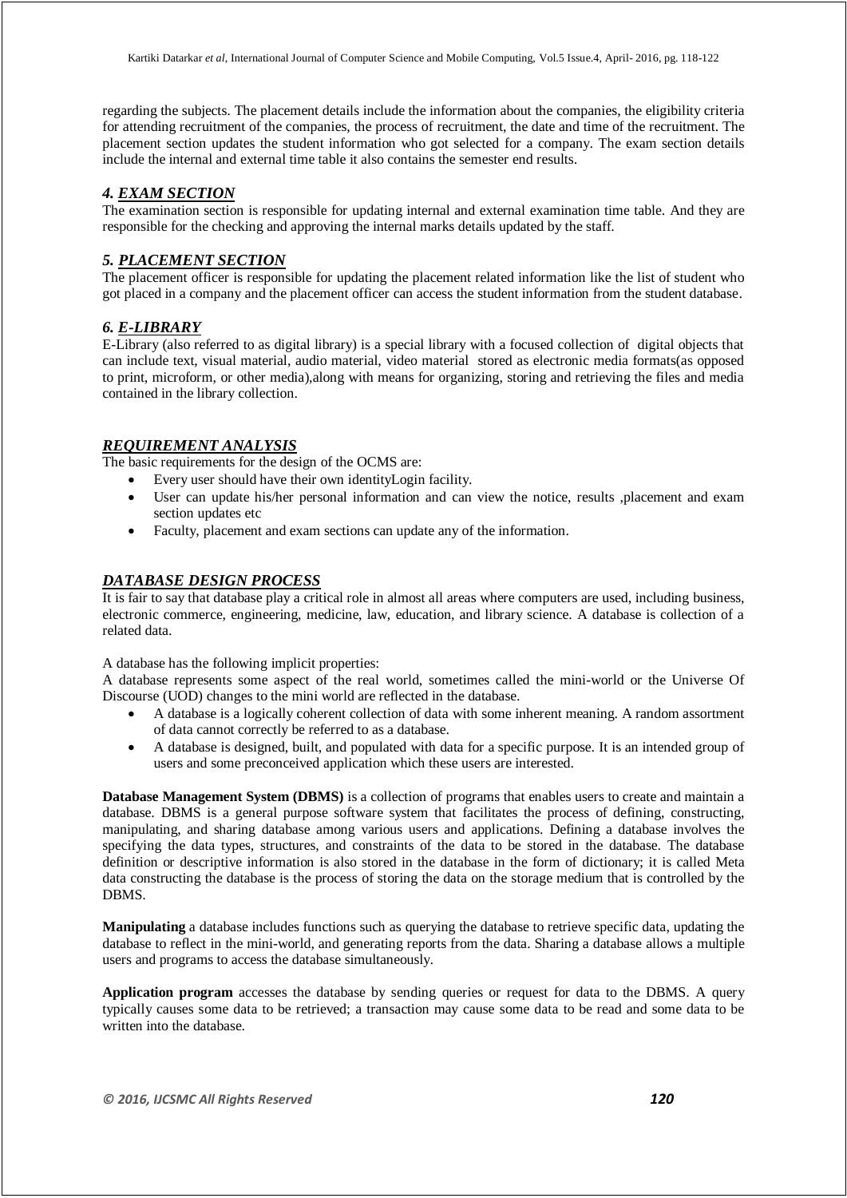regarding the subjects. The placement details include the information about the companies, the eligibility criteria for attending recruitment of the companies, the process of recruitment, the date and time of the recruitment. The placement section updates the student information who got selected for a company. The exam section details include the internal and external time table it also contains the semester end results.

### *4. EXAM SECTION*

The examination section is responsible for updating internal and external examination time table. And they are responsible for the checking and approving the internal marks details updated by the staff.

### *5. PLACEMENT SECTION*

The placement officer is responsible for updating the placement related information like the list of student who got placed in a company and the placement officer can access the student information from the student database.

### *6. E-LIBRARY*

E-Library (also referred to as digital library) is a special library with a focused collection of digital objects that can include text, visual material, audio material, video material stored as electronic media formats(as opposed to print, microform, or other media),along with means for organizing, storing and retrieving the files and media contained in the library collection.

## *REQUIREMENT ANALYSIS*

The basic requirements for the design of the OCMS are:

- Every user should have their own identityLogin facility.
- User can update his/her personal information and can view the notice, results ,placement and exam section updates etc
- Faculty, placement and exam sections can update any of the information.

## *DATABASE DESIGN PROCESS*

It is fair to say that database play a critical role in almost all areas where computers are used, including business, electronic commerce, engineering, medicine, law, education, and library science. A database is collection of a related data.

A database has the following implicit properties:

A database represents some aspect of the real world, sometimes called the mini-world or the Universe Of Discourse (UOD) changes to the mini world are reflected in the database.

- A database is a logically coherent collection of data with some inherent meaning. A random assortment of data cannot correctly be referred to as a database.
- A database is designed, built, and populated with data for a specific purpose. It is an intended group of users and some preconceived application which these users are interested.

**Database Management System (DBMS)** is a collection of programs that enables users to create and maintain a database. DBMS is a general purpose software system that facilitates the process of defining, constructing, manipulating, and sharing database among various users and applications. Defining a database involves the specifying the data types, structures, and constraints of the data to be stored in the database. The database definition or descriptive information is also stored in the database in the form of dictionary; it is called Meta data constructing the database is the process of storing the data on the storage medium that is controlled by the DBMS.

**Manipulating** a database includes functions such as querying the database to retrieve specific data, updating the database to reflect in the mini-world, and generating reports from the data. Sharing a database allows a multiple users and programs to access the database simultaneously.

**Application program** accesses the database by sending queries or request for data to the DBMS. A query typically causes some data to be retrieved; a transaction may cause some data to be read and some data to be written into the database.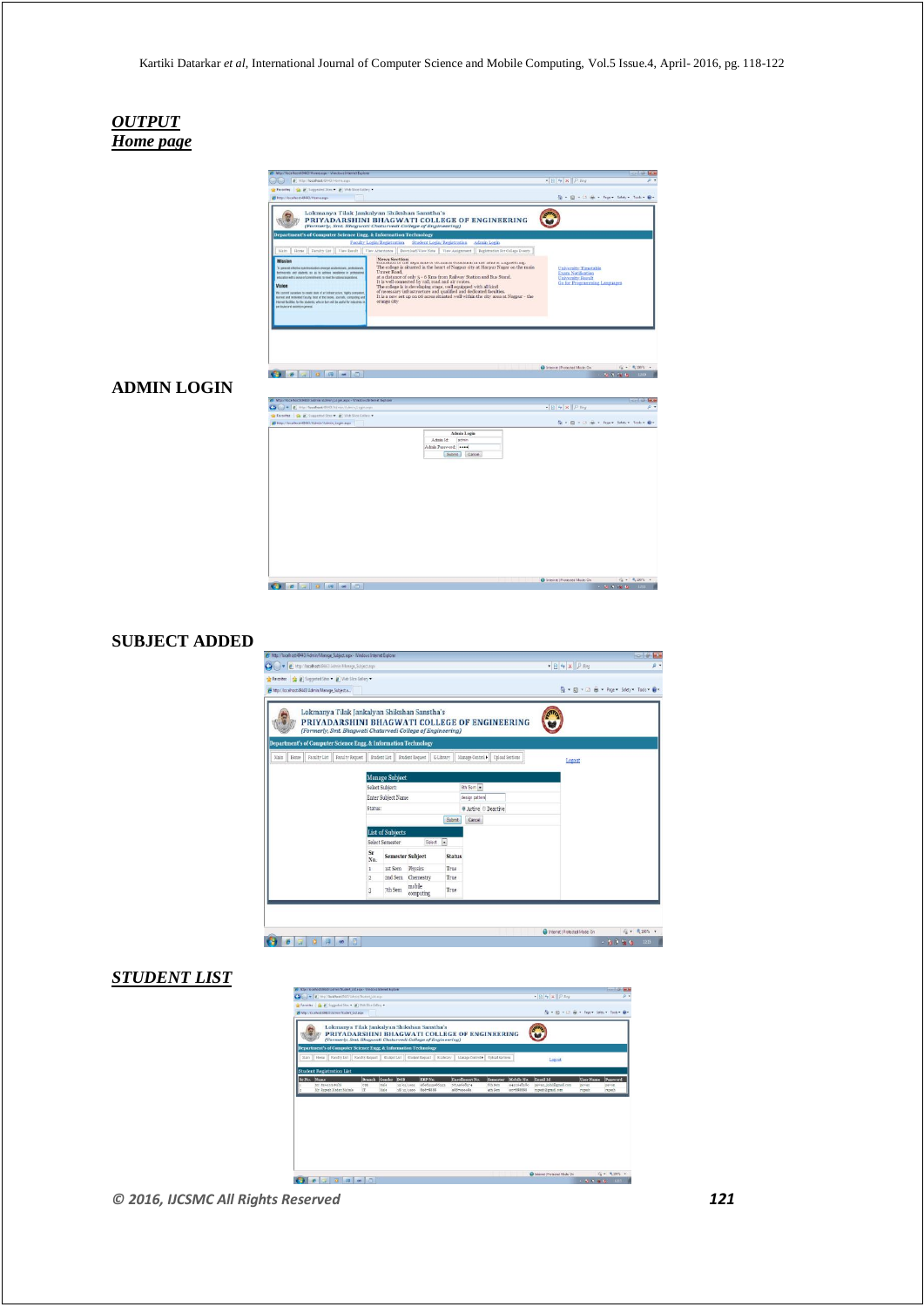***OUTPUT***

***Home page***

**ADMIN LOGIN**

**SUBJECT ADDED**

***STUDENT LIST***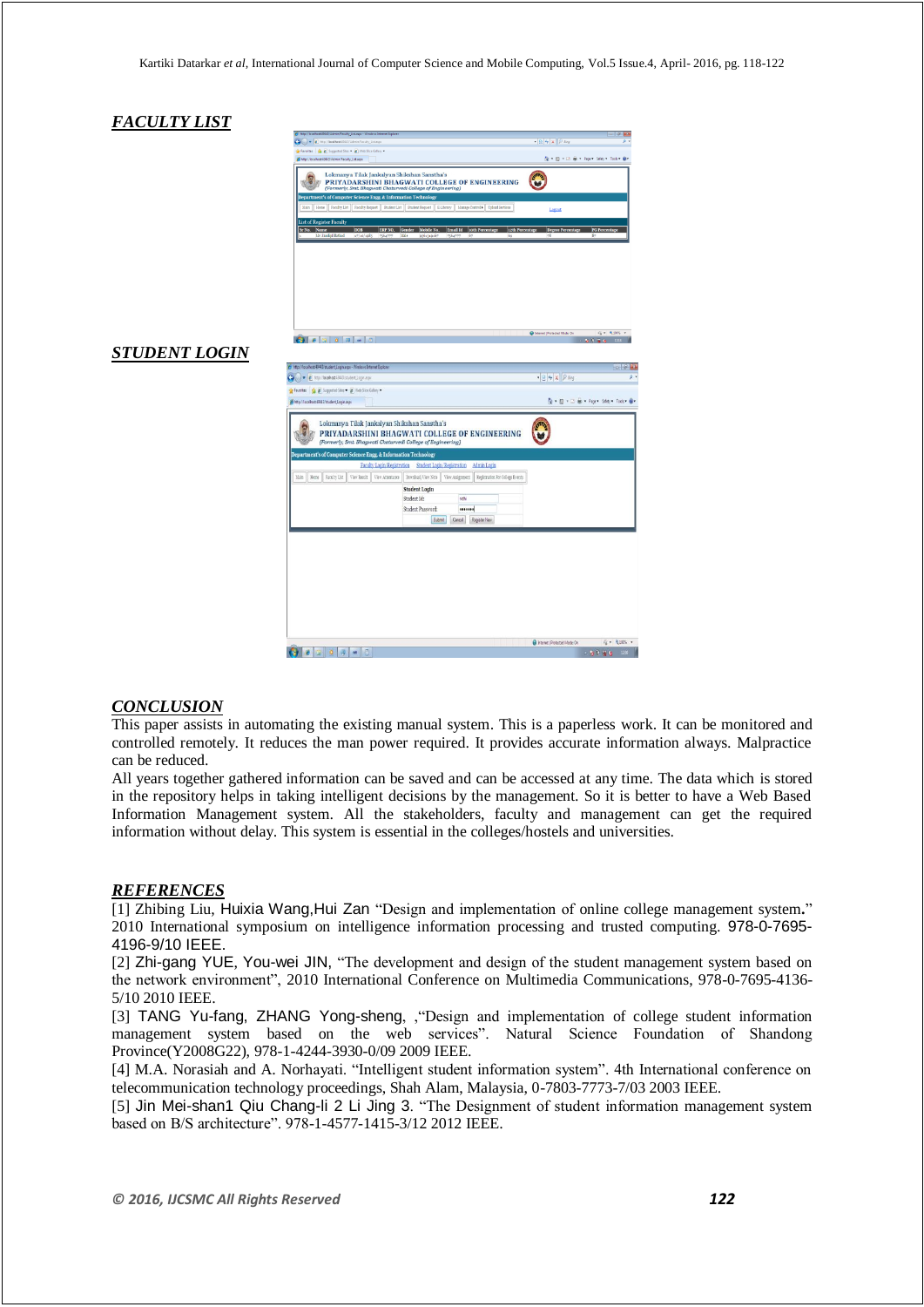***FACULTY LIST***

***STUDENT LOGIN***

***CONCLUSION***

This paper assists in automating the existing manual system. This is a paperless work. It can be monitored and controlled remotely. It reduces the man power required. It provides accurate information always. Malpractice can be reduced.

All years together gathered information can be saved and can be accessed at any time. The data which is stored in the repository helps in taking intelligent decisions by the management. So it is better to have a Web Based Information Management system. All the stakeholders, faculty and management can get the required information without delay. This system is essential in the colleges/hostels and universities.

***REFERENCES***

[1] Zhibing Liu, Huixia Wang,Hui Zan "Design and implementation of online college management system**.**" 2010 International symposium on intelligence information processing and trusted computing. 978-0-7695-4196-9/10 IEEE.

[2] Zhi-gang YUE, You-wei JIN, "The development and design of the student management system based on the network environment", 2010 International Conference on Multimedia Communications, 978-0-7695-4136-5/10 2010 IEEE.

[3] TANG Yu-fang, ZHANG Yong-sheng, ,"Design and implementation of college student information management system based on the web services". Natural Science Foundation of Shandong Province(Y2008G22), 978-1-4244-3930-0/09 2009 IEEE.

[4] M.A. Norasiah and A. Norhayati. "Intelligent student information system". 4th International conference on telecommunication technology proceedings, Shah Alam, Malaysia, 0-7803-7773-7/03 2003 IEEE.

[5] Jin Mei-shan1 Qiu Chang-li 2 Li Jing 3. "The Designment of student information management system based on B/S architecture". 978-1-4577-1415-3/12 2012 IEEE.